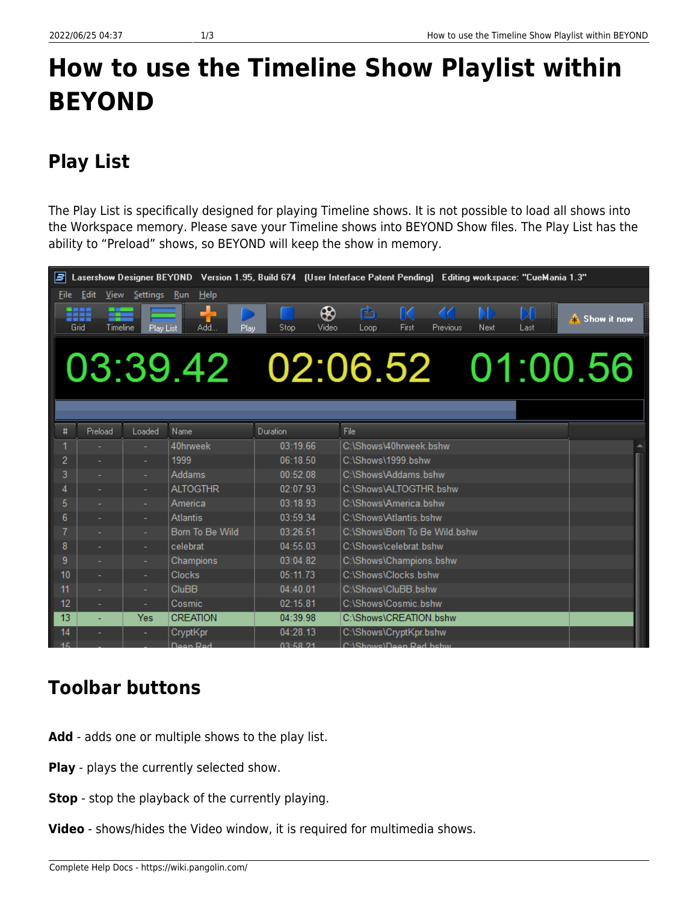# How to use the Timeline Show Playlist within BEYOND

## Play List

The Play List is specifically designed for playing Timeline shows. It is not possible to load all shows into the Workspace memory. Please save your Timeline shows into BEYOND Show files. The Play List has the ability to "Preload" shows, so BEYOND will keep the show in memory.

## Toolbar buttons

**Add** - adds one or multiple shows to the play list.

**Play** - plays the currently selected show.

**Stop** - stop the playback of the currently playing.

**Video** - shows/hides the Video window, it is required for multimedia shows.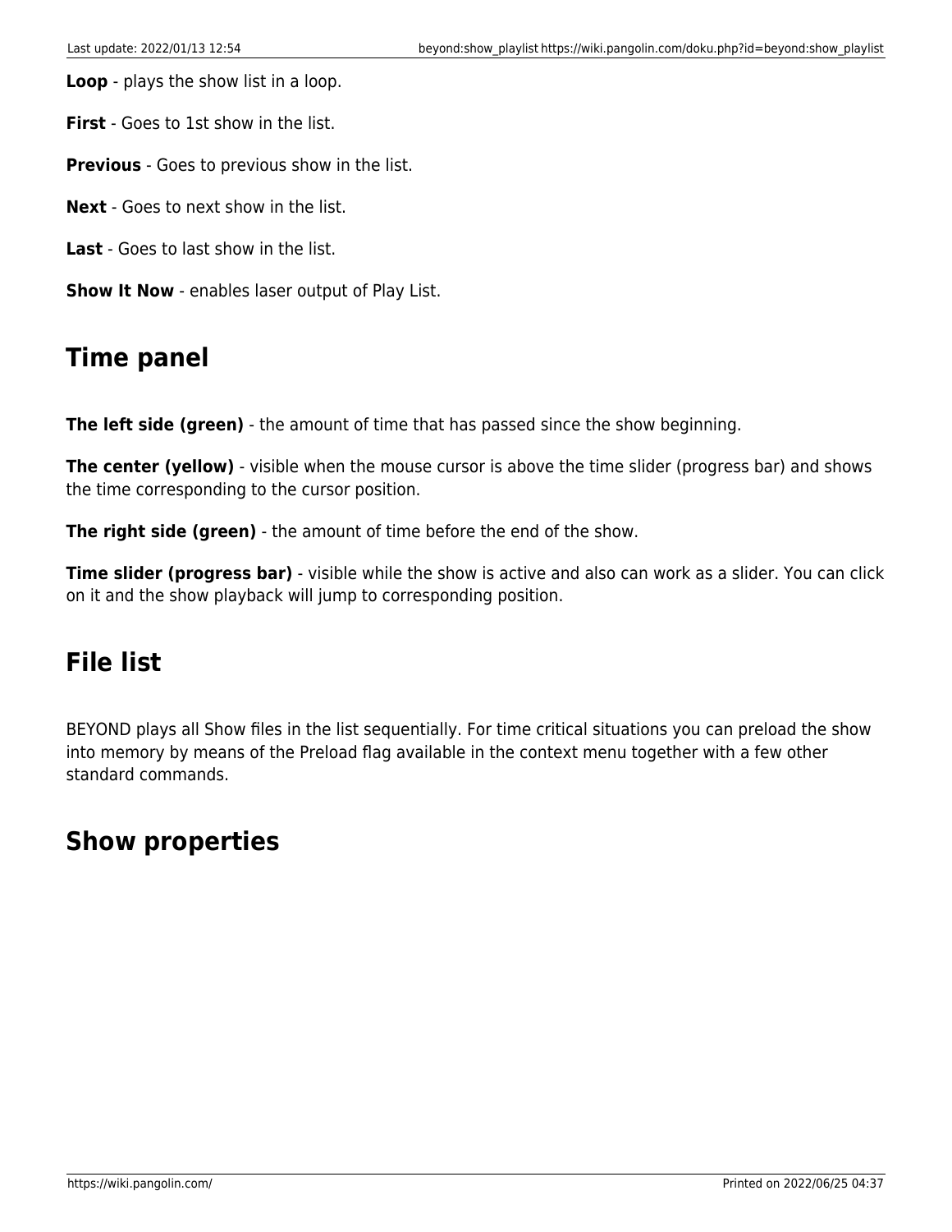**Loop** - plays the show list in a loop.

**First** - Goes to 1st show in the list.

**Previous** - Goes to previous show in the list.

**Next** - Goes to next show in the list.

**Last** - Goes to last show in the list.

**Show It Now** - enables laser output of Play List.

## Time panel

**The left side (green)** - the amount of time that has passed since the show beginning.

**The center (yellow)** - visible when the mouse cursor is above the time slider (progress bar) and shows the time corresponding to the cursor position.

**The right side (green)** - the amount of time before the end of the show.

**Time slider (progress bar)** - visible while the show is active and also can work as a slider. You can click on it and the show playback will jump to corresponding position.

## File list

BEYOND plays all Show files in the list sequentially. For time critical situations you can preload the show into memory by means of the Preload flag available in the context menu together with a few other standard commands.

## Show properties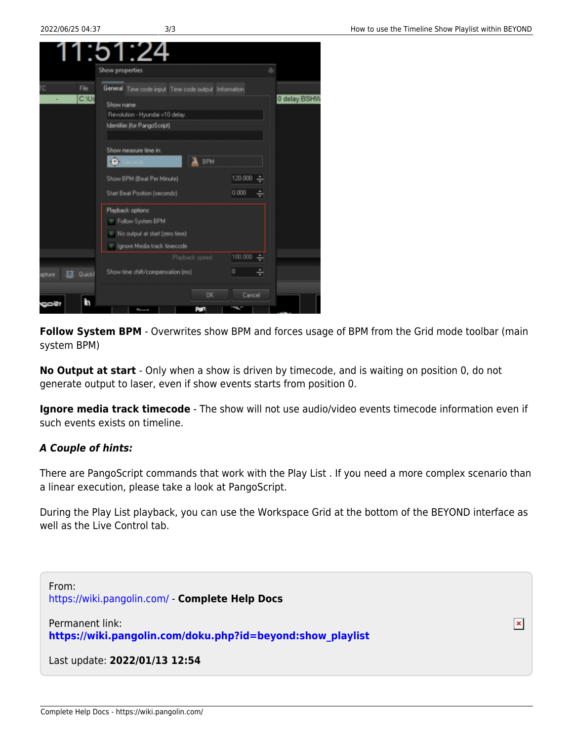**Follow System BPM** - Overwrites show BPM and forces usage of BPM from the Grid mode toolbar (main system BPM)

**No Output at start** - Only when a show is driven by timecode, and is waiting on position 0, do not generate output to laser, even if show events starts from position 0.

**Ignore media track timecode** - The show will not use audio/video events timecode information even if such events exists on timeline.

### *A Couple of hints:*

There are PangoScript commands that work with the Play List . If you need a more complex scenario than a linear execution, please take a look at PangoScript.

During the Play List playback, you can use the Workspace Grid at the bottom of the BEYOND interface as well as the Live Control tab.

From:
https://wiki.pangolin.com/ - **Complete Help Docs**

Permanent link:
**https://wiki.pangolin.com/doku.php?id=beyond:show_playlist**

Last update: **2022/01/13 12:54**